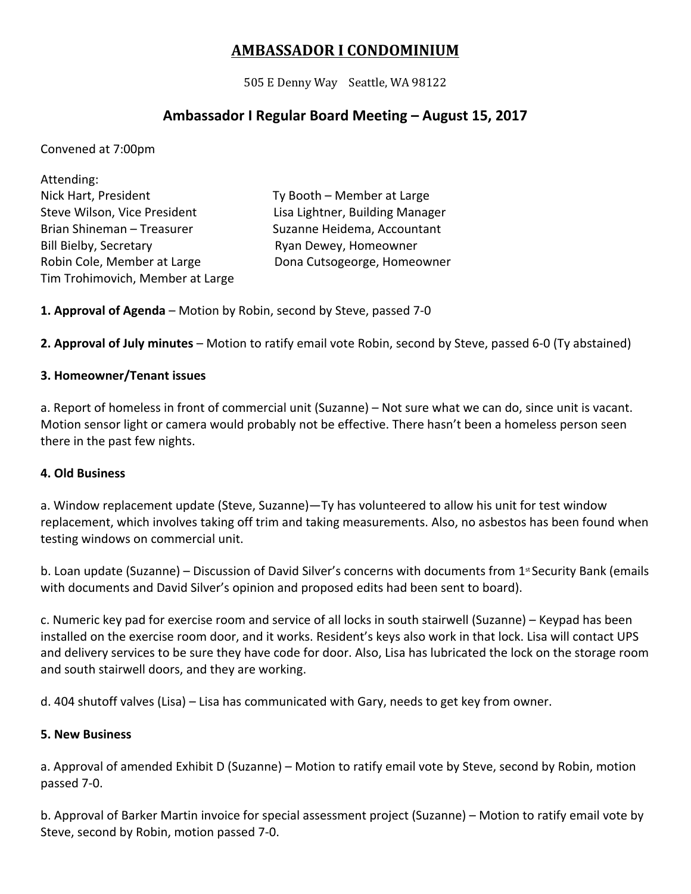# AMBASSADOR I CONDOMINIUM

505 E Denny Way Seattle, WA 98122

## Ambassador I Regular Board Meeting – August 15, 2017

Convened at 7:00pm

Attending:

Nick Hart, President
Steve Wilson, Vice President
Brian Shineman – Treasurer
Bill Bielby, Secretary
Robin Cole, Member at Large
Tim Trohimovich, Member at Large
Ty Booth – Member at Large
Lisa Lightner, Building Manager
Suzanne Heidema, Accountant
Ryan Dewey, Homeowner
Dona Cutsogeorge, Homeowner

**1. Approval of Agenda** – Motion by Robin, second by Steve, passed 7-0

**2. Approval of July minutes** – Motion to ratify email vote Robin, second by Steve, passed 6-0 (Ty abstained)

**3. Homeowner/Tenant issues**

a. Report of homeless in front of commercial unit (Suzanne) – Not sure what we can do, since unit is vacant. Motion sensor light or camera would probably not be effective. There hasn't been a homeless person seen there in the past few nights.

**4. Old Business**

a. Window replacement update (Steve, Suzanne)—Ty has volunteered to allow his unit for test window replacement, which involves taking off trim and taking measurements. Also, no asbestos has been found when testing windows on commercial unit.

b. Loan update (Suzanne) – Discussion of David Silver's concerns with documents from 1st Security Bank (emails with documents and David Silver's opinion and proposed edits had been sent to board).

c. Numeric key pad for exercise room and service of all locks in south stairwell (Suzanne) – Keypad has been installed on the exercise room door, and it works. Resident's keys also work in that lock. Lisa will contact UPS and delivery services to be sure they have code for door. Also, Lisa has lubricated the lock on the storage room and south stairwell doors, and they are working.

d. 404 shutoff valves (Lisa) – Lisa has communicated with Gary, needs to get key from owner.

**5. New Business**

a. Approval of amended Exhibit D (Suzanne) – Motion to ratify email vote by Steve, second by Robin, motion passed 7-0.

b. Approval of Barker Martin invoice for special assessment project (Suzanne) – Motion to ratify email vote by Steve, second by Robin, motion passed 7-0.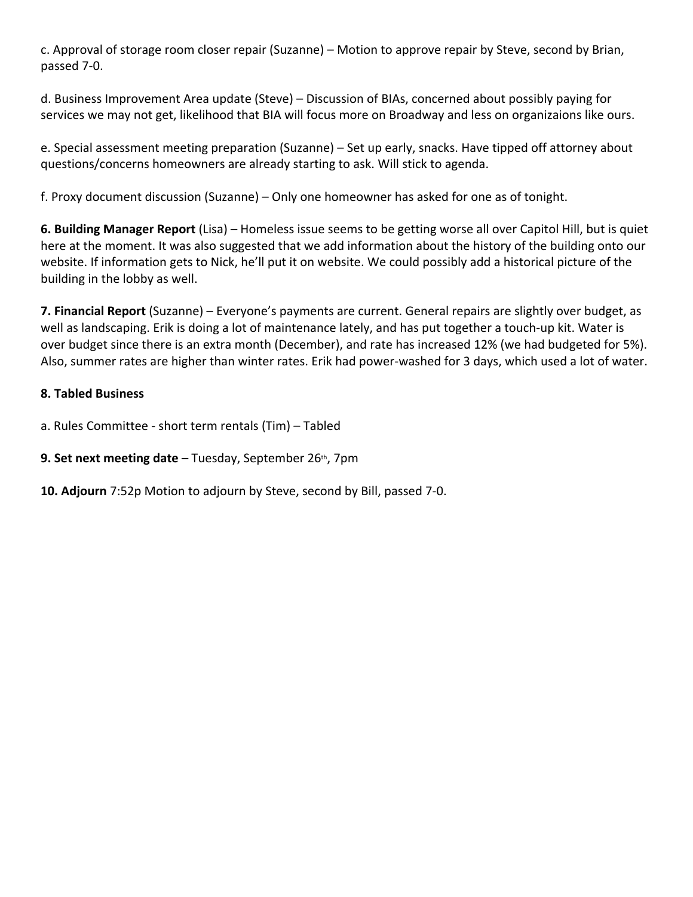c. Approval of storage room closer repair (Suzanne) – Motion to approve repair by Steve, second by Brian, passed 7-0.

d. Business Improvement Area update (Steve) – Discussion of BIAs, concerned about possibly paying for services we may not get, likelihood that BIA will focus more on Broadway and less on organizaions like ours.

e. Special assessment meeting preparation (Suzanne) – Set up early, snacks. Have tipped off attorney about questions/concerns homeowners are already starting to ask. Will stick to agenda.

f. Proxy document discussion (Suzanne) – Only one homeowner has asked for one as of tonight.

**6. Building Manager Report** (Lisa) – Homeless issue seems to be getting worse all over Capitol Hill, but is quiet here at the moment. It was also suggested that we add information about the history of the building onto our website. If information gets to Nick, he'll put it on website. We could possibly add a historical picture of the building in the lobby as well.

**7. Financial Report** (Suzanne) – Everyone's payments are current. General repairs are slightly over budget, as well as landscaping. Erik is doing a lot of maintenance lately, and has put together a touch-up kit. Water is over budget since there is an extra month (December), and rate has increased 12% (we had budgeted for 5%). Also, summer rates are higher than winter rates. Erik had power-washed for 3 days, which used a lot of water.

**8. Tabled Business**

a. Rules Committee - short term rentals (Tim) – Tabled

**9. Set next meeting date** – Tuesday, September 26th, 7pm

**10. Adjourn** 7:52p Motion to adjourn by Steve, second by Bill, passed 7-0.